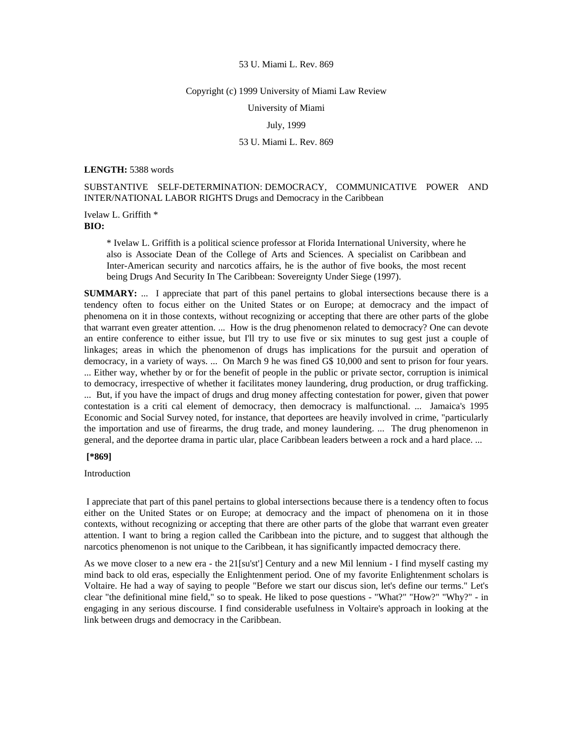53 U. Miami L. Rev. 869

Copyright (c) 1999 University of Miami Law Review

University of Miami

July, 1999

53 U. Miami L. Rev. 869

**LENGTH:** 5388 words

SUBSTANTIVE SELF-DETERMINATION: DEMOCRACY, COMMUNICATIVE POWER AND INTER/NATIONAL LABOR RIGHTS Drugs and Democracy in the Caribbean

Ivelaw L. Griffith *

**BIO:**

> * Ivelaw L. Griffith is a political science professor at Florida International University, where he also is Associate Dean of the College of Arts and Sciences. A specialist on Caribbean and Inter-American security and narcotics affairs, he is the author of five books, the most recent being Drugs And Security In The Caribbean: Sovereignty Under Siege (1997).

**SUMMARY:** ... I appreciate that part of this panel pertains to global intersections because there is a tendency often to focus either on the United States or on Europe; at democracy and the impact of phenomena on it in those contexts, without recognizing or accepting that there are other parts of the globe that warrant even greater attention. ... How is the drug phenomenon related to democracy? One can devote an entire conference to either issue, but I'll try to use five or six minutes to sug gest just a couple of linkages; areas in which the phenomenon of drugs has implications for the pursuit and operation of democracy, in a variety of ways. ... On March 9 he was fined G$ 10,000 and sent to prison for four years. ... Either way, whether by or for the benefit of people in the public or private sector, corruption is inimical to democracy, irrespective of whether it facilitates money laundering, drug production, or drug trafficking. ... But, if you have the impact of drugs and drug money affecting contestation for power, given that power contestation is a criti cal element of democracy, then democracy is malfunctional. ... Jamaica's 1995 Economic and Social Survey noted, for instance, that deportees are heavily involved in crime, "particularly the importation and use of firearms, the drug trade, and money laundering. ... The drug phenomenon in general, and the deportee drama in partic ular, place Caribbean leaders between a rock and a hard place. ...

**[*869]**

Introduction

I appreciate that part of this panel pertains to global intersections because there is a tendency often to focus either on the United States or on Europe; at democracy and the impact of phenomena on it in those contexts, without recognizing or accepting that there are other parts of the globe that warrant even greater attention. I want to bring a region called the Caribbean into the picture, and to suggest that although the narcotics phenomenon is not unique to the Caribbean, it has significantly impacted democracy there.

As we move closer to a new era - the 21[su'st'] Century and a new Mil lennium - I find myself casting my mind back to old eras, especially the Enlightenment period. One of my favorite Enlightenment scholars is Voltaire. He had a way of saying to people "Before we start our discus sion, let's define our terms." Let's clear "the definitional mine field," so to speak. He liked to pose questions - "What?" "How?" "Why?" - in engaging in any serious discourse. I find considerable usefulness in Voltaire's approach in looking at the link between drugs and democracy in the Caribbean.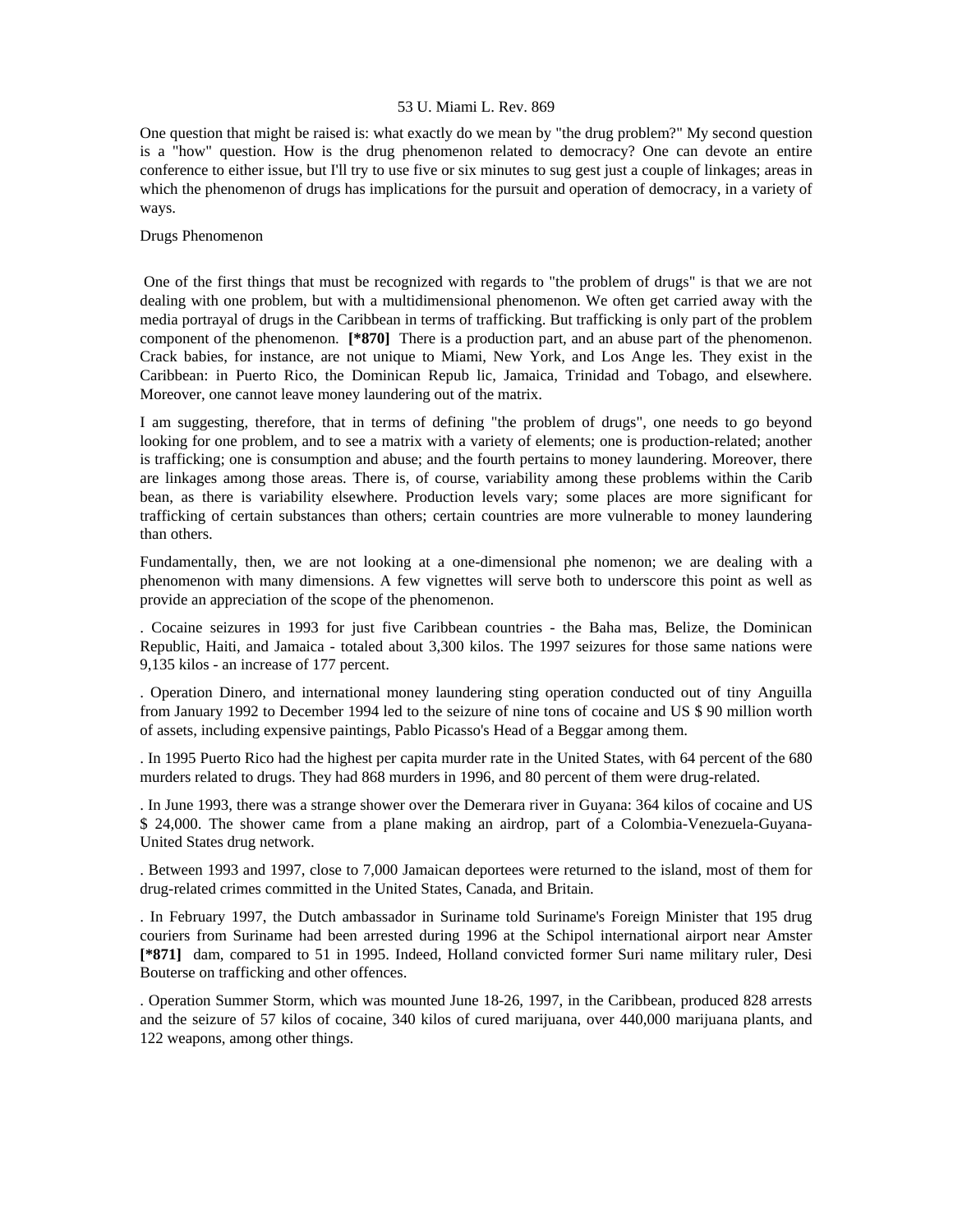One question that might be raised is: what exactly do we mean by "the drug problem?" My second question is a "how" question. How is the drug phenomenon related to democracy? One can devote an entire conference to either issue, but I'll try to use five or six minutes to sug gest just a couple of linkages; areas in which the phenomenon of drugs has implications for the pursuit and operation of democracy, in a variety of ways.

Drugs Phenomenon

One of the first things that must be recognized with regards to "the problem of drugs" is that we are not dealing with one problem, but with a multidimensional phenomenon. We often get carried away with the media portrayal of drugs in the Caribbean in terms of trafficking. But trafficking is only part of the problem component of the phenomenon. **[*870]** There is a production part, and an abuse part of the phenomenon. Crack babies, for instance, are not unique to Miami, New York, and Los Ange les. They exist in the Caribbean: in Puerto Rico, the Dominican Repub lic, Jamaica, Trinidad and Tobago, and elsewhere. Moreover, one cannot leave money laundering out of the matrix.

I am suggesting, therefore, that in terms of defining "the problem of drugs", one needs to go beyond looking for one problem, and to see a matrix with a variety of elements; one is production-related; another is trafficking; one is consumption and abuse; and the fourth pertains to money laundering. Moreover, there are linkages among those areas. There is, of course, variability among these problems within the Carib bean, as there is variability elsewhere. Production levels vary; some places are more significant for trafficking of certain substances than others; certain countries are more vulnerable to money laundering than others.

Fundamentally, then, we are not looking at a one-dimensional phe nomenon; we are dealing with a phenomenon with many dimensions. A few vignettes will serve both to underscore this point as well as provide an appreciation of the scope of the phenomenon.

. Cocaine seizures in 1993 for just five Caribbean countries - the Baha mas, Belize, the Dominican Republic, Haiti, and Jamaica - totaled about 3,300 kilos. The 1997 seizures for those same nations were 9,135 kilos - an increase of 177 percent.

. Operation Dinero, and international money laundering sting operation conducted out of tiny Anguilla from January 1992 to December 1994 led to the seizure of nine tons of cocaine and US $ 90 million worth of assets, including expensive paintings, Pablo Picasso's Head of a Beggar among them.

. In 1995 Puerto Rico had the highest per capita murder rate in the United States, with 64 percent of the 680 murders related to drugs. They had 868 murders in 1996, and 80 percent of them were drug-related.

. In June 1993, there was a strange shower over the Demerara river in Guyana: 364 kilos of cocaine and US $ 24,000. The shower came from a plane making an airdrop, part of a Colombia-Venezuela-Guyana-United States drug network.

. Between 1993 and 1997, close to 7,000 Jamaican deportees were returned to the island, most of them for drug-related crimes committed in the United States, Canada, and Britain.

. In February 1997, the Dutch ambassador in Suriname told Suriname's Foreign Minister that 195 drug couriers from Suriname had been arrested during 1996 at the Schipol international airport near Amster **[*871]** dam, compared to 51 in 1995. Indeed, Holland convicted former Suri name military ruler, Desi Bouterse on trafficking and other offences.

. Operation Summer Storm, which was mounted June 18-26, 1997, in the Caribbean, produced 828 arrests and the seizure of 57 kilos of cocaine, 340 kilos of cured marijuana, over 440,000 marijuana plants, and 122 weapons, among other things.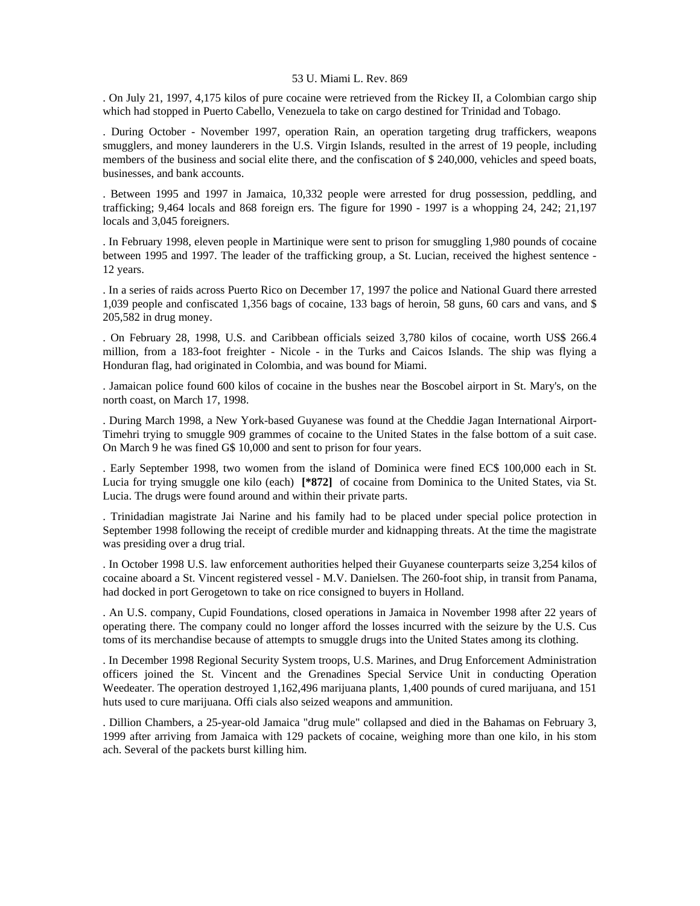. On July 21, 1997, 4,175 kilos of pure cocaine were retrieved from the Rickey II, a Colombian cargo ship which had stopped in Puerto Cabello, Venezuela to take on cargo destined for Trinidad and Tobago.

. During October - November 1997, operation Rain, an operation targeting drug traffickers, weapons smugglers, and money launderers in the U.S. Virgin Islands, resulted in the arrest of 19 people, including members of the business and social elite there, and the confiscation of $ 240,000, vehicles and speed boats, businesses, and bank accounts.

. Between 1995 and 1997 in Jamaica, 10,332 people were arrested for drug possession, peddling, and trafficking; 9,464 locals and 868 foreign ers. The figure for 1990 - 1997 is a whopping 24, 242; 21,197 locals and 3,045 foreigners.

. In February 1998, eleven people in Martinique were sent to prison for smuggling 1,980 pounds of cocaine between 1995 and 1997. The leader of the trafficking group, a St. Lucian, received the highest sentence - 12 years.

. In a series of raids across Puerto Rico on December 17, 1997 the police and National Guard there arrested 1,039 people and confiscated 1,356 bags of cocaine, 133 bags of heroin, 58 guns, 60 cars and vans, and $ 205,582 in drug money.

. On February 28, 1998, U.S. and Caribbean officials seized 3,780 kilos of cocaine, worth US$ 266.4 million, from a 183-foot freighter - Nicole - in the Turks and Caicos Islands. The ship was flying a Honduran flag, had originated in Colombia, and was bound for Miami.

. Jamaican police found 600 kilos of cocaine in the bushes near the Boscobel airport in St. Mary's, on the north coast, on March 17, 1998.

. During March 1998, a New York-based Guyanese was found at the Cheddie Jagan International Airport-Timehri trying to smuggle 909 grammes of cocaine to the United States in the false bottom of a suit case. On March 9 he was fined G$ 10,000 and sent to prison for four years.

. Early September 1998, two women from the island of Dominica were fined EC$ 100,000 each in St. Lucia for trying smuggle one kilo (each) **[*872]** of cocaine from Dominica to the United States, via St. Lucia. The drugs were found around and within their private parts.

. Trinidadian magistrate Jai Narine and his family had to be placed under special police protection in September 1998 following the receipt of credible murder and kidnapping threats. At the time the magistrate was presiding over a drug trial.

. In October 1998 U.S. law enforcement authorities helped their Guyanese counterparts seize 3,254 kilos of cocaine aboard a St. Vincent registered vessel - M.V. Danielsen. The 260-foot ship, in transit from Panama, had docked in port Gerogetown to take on rice consigned to buyers in Holland.

. An U.S. company, Cupid Foundations, closed operations in Jamaica in November 1998 after 22 years of operating there. The company could no longer afford the losses incurred with the seizure by the U.S. Cus toms of its merchandise because of attempts to smuggle drugs into the United States among its clothing.

. In December 1998 Regional Security System troops, U.S. Marines, and Drug Enforcement Administration officers joined the St. Vincent and the Grenadines Special Service Unit in conducting Operation Weedeater. The operation destroyed 1,162,496 marijuana plants, 1,400 pounds of cured marijuana, and 151 huts used to cure marijuana. Offi cials also seized weapons and ammunition.

. Dillion Chambers, a 25-year-old Jamaica "drug mule" collapsed and died in the Bahamas on February 3, 1999 after arriving from Jamaica with 129 packets of cocaine, weighing more than one kilo, in his stom ach. Several of the packets burst killing him.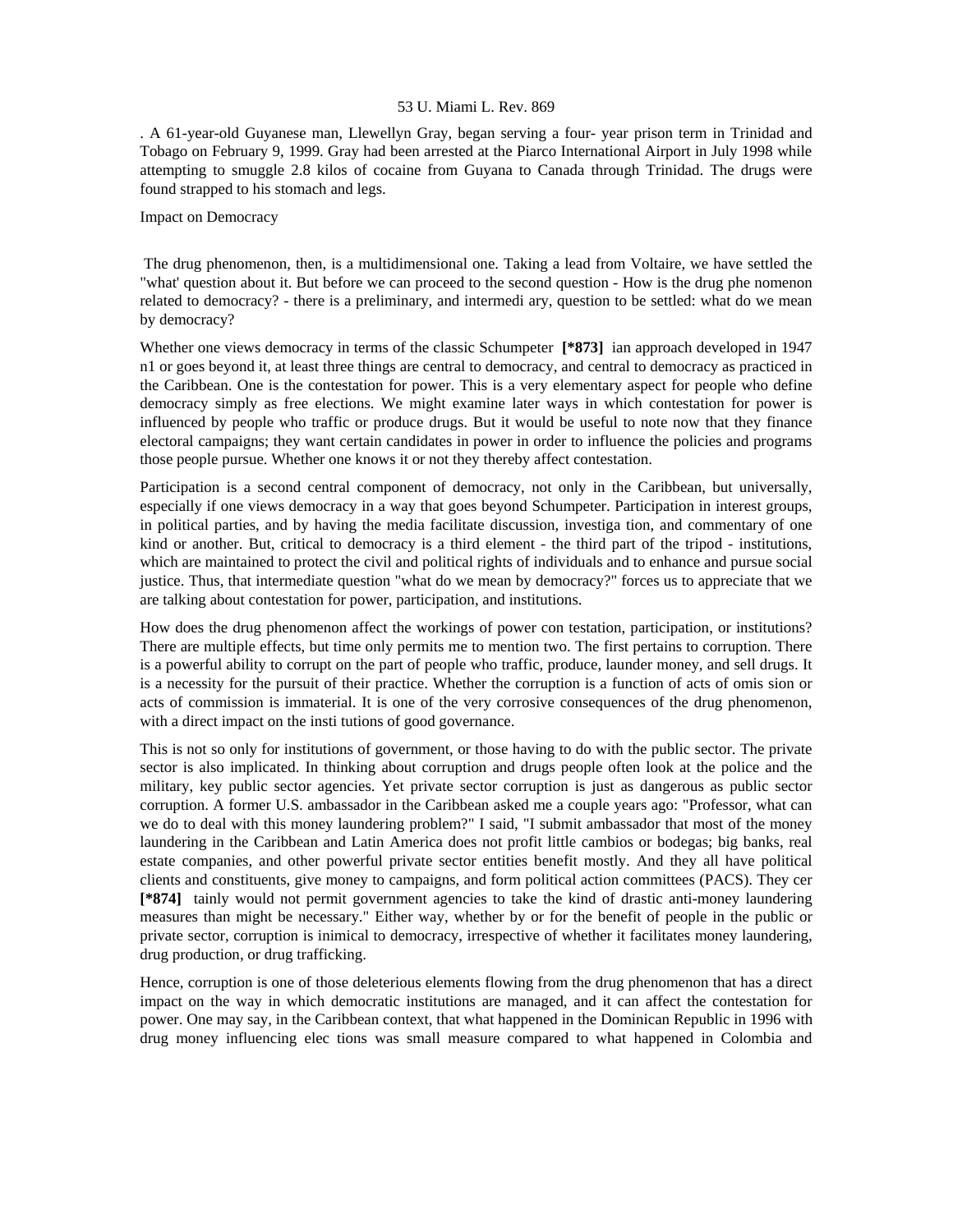. A 61-year-old Guyanese man, Llewellyn Gray, began serving a four- year prison term in Trinidad and Tobago on February 9, 1999. Gray had been arrested at the Piarco International Airport in July 1998 while attempting to smuggle 2.8 kilos of cocaine from Guyana to Canada through Trinidad. The drugs were found strapped to his stomach and legs.

Impact on Democracy

The drug phenomenon, then, is a multidimensional one. Taking a lead from Voltaire, we have settled the "what' question about it. But before we can proceed to the second question - How is the drug phe nomenon related to democracy? - there is a preliminary, and intermedi ary, question to be settled: what do we mean by democracy?

Whether one views democracy in terms of the classic Schumpeter **[*873]** ian approach developed in 1947 n1 or goes beyond it, at least three things are central to democracy, and central to democracy as practiced in the Caribbean. One is the contestation for power. This is a very elementary aspect for people who define democracy simply as free elections. We might examine later ways in which contestation for power is influenced by people who traffic or produce drugs. But it would be useful to note now that they finance electoral campaigns; they want certain candidates in power in order to influence the policies and programs those people pursue. Whether one knows it or not they thereby affect contestation.

Participation is a second central component of democracy, not only in the Caribbean, but universally, especially if one views democracy in a way that goes beyond Schumpeter. Participation in interest groups, in political parties, and by having the media facilitate discussion, investiga tion, and commentary of one kind or another. But, critical to democracy is a third element - the third part of the tripod - institutions, which are maintained to protect the civil and political rights of individuals and to enhance and pursue social justice. Thus, that intermediate question "what do we mean by democracy?" forces us to appreciate that we are talking about contestation for power, participation, and institutions.

How does the drug phenomenon affect the workings of power con testation, participation, or institutions? There are multiple effects, but time only permits me to mention two. The first pertains to corruption. There is a powerful ability to corrupt on the part of people who traffic, produce, launder money, and sell drugs. It is a necessity for the pursuit of their practice. Whether the corruption is a function of acts of omis sion or acts of commission is immaterial. It is one of the very corrosive consequences of the drug phenomenon, with a direct impact on the insti tutions of good governance.

This is not so only for institutions of government, or those having to do with the public sector. The private sector is also implicated. In thinking about corruption and drugs people often look at the police and the military, key public sector agencies. Yet private sector corruption is just as dangerous as public sector corruption. A former U.S. ambassador in the Caribbean asked me a couple years ago: "Professor, what can we do to deal with this money laundering problem?" I said, "I submit ambassador that most of the money laundering in the Caribbean and Latin America does not profit little cambios or bodegas; big banks, real estate companies, and other powerful private sector entities benefit mostly. And they all have political clients and constituents, give money to campaigns, and form political action committees (PACS). They cer **[*874]** tainly would not permit government agencies to take the kind of drastic anti-money laundering measures than might be necessary." Either way, whether by or for the benefit of people in the public or private sector, corruption is inimical to democracy, irrespective of whether it facilitates money laundering, drug production, or drug trafficking.

Hence, corruption is one of those deleterious elements flowing from the drug phenomenon that has a direct impact on the way in which democratic institutions are managed, and it can affect the contestation for power. One may say, in the Caribbean context, that what happened in the Dominican Republic in 1996 with drug money influencing elec tions was small measure compared to what happened in Colombia and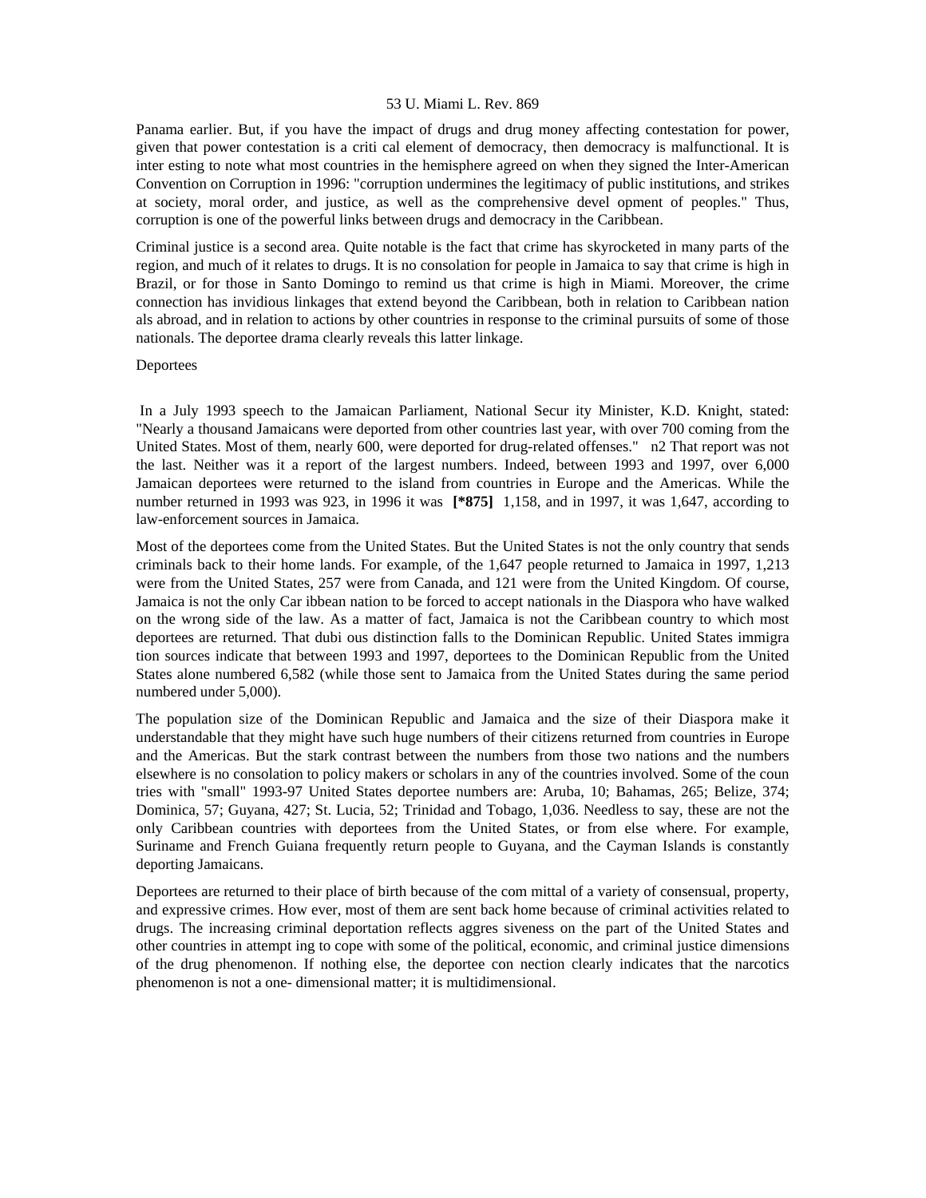Panama earlier. But, if you have the impact of drugs and drug money affecting contestation for power, given that power contestation is a criti cal element of democracy, then democracy is malfunctional. It is inter esting to note what most countries in the hemisphere agreed on when they signed the Inter-American Convention on Corruption in 1996: "corruption undermines the legitimacy of public institutions, and strikes at society, moral order, and justice, as well as the comprehensive devel opment of peoples." Thus, corruption is one of the powerful links between drugs and democracy in the Caribbean.

Criminal justice is a second area. Quite notable is the fact that crime has skyrocketed in many parts of the region, and much of it relates to drugs. It is no consolation for people in Jamaica to say that crime is high in Brazil, or for those in Santo Domingo to remind us that crime is high in Miami. Moreover, the crime connection has invidious linkages that extend beyond the Caribbean, both in relation to Caribbean nation als abroad, and in relation to actions by other countries in response to the criminal pursuits of some of those nationals. The deportee drama clearly reveals this latter linkage.

Deportees

In a July 1993 speech to the Jamaican Parliament, National Secur ity Minister, K.D. Knight, stated: "Nearly a thousand Jamaicans were deported from other countries last year, with over 700 coming from the United States. Most of them, nearly 600, were deported for drug-related offenses." n2 That report was not the last. Neither was it a report of the largest numbers. Indeed, between 1993 and 1997, over 6,000 Jamaican deportees were returned to the island from countries in Europe and the Americas. While the number returned in 1993 was 923, in 1996 it was **[*875]** 1,158, and in 1997, it was 1,647, according to law-enforcement sources in Jamaica.

Most of the deportees come from the United States. But the United States is not the only country that sends criminals back to their home lands. For example, of the 1,647 people returned to Jamaica in 1997, 1,213 were from the United States, 257 were from Canada, and 121 were from the United Kingdom. Of course, Jamaica is not the only Car ibbean nation to be forced to accept nationals in the Diaspora who have walked on the wrong side of the law. As a matter of fact, Jamaica is not the Caribbean country to which most deportees are returned. That dubi ous distinction falls to the Dominican Republic. United States immigra tion sources indicate that between 1993 and 1997, deportees to the Dominican Republic from the United States alone numbered 6,582 (while those sent to Jamaica from the United States during the same period numbered under 5,000).

The population size of the Dominican Republic and Jamaica and the size of their Diaspora make it understandable that they might have such huge numbers of their citizens returned from countries in Europe and the Americas. But the stark contrast between the numbers from those two nations and the numbers elsewhere is no consolation to policy makers or scholars in any of the countries involved. Some of the coun tries with "small" 1993-97 United States deportee numbers are: Aruba, 10; Bahamas, 265; Belize, 374; Dominica, 57; Guyana, 427; St. Lucia, 52; Trinidad and Tobago, 1,036. Needless to say, these are not the only Caribbean countries with deportees from the United States, or from else where. For example, Suriname and French Guiana frequently return people to Guyana, and the Cayman Islands is constantly deporting Jamaicans.

Deportees are returned to their place of birth because of the com mittal of a variety of consensual, property, and expressive crimes. How ever, most of them are sent back home because of criminal activities related to drugs. The increasing criminal deportation reflects aggres siveness on the part of the United States and other countries in attempt ing to cope with some of the political, economic, and criminal justice dimensions of the drug phenomenon. If nothing else, the deportee con nection clearly indicates that the narcotics phenomenon is not a one- dimensional matter; it is multidimensional.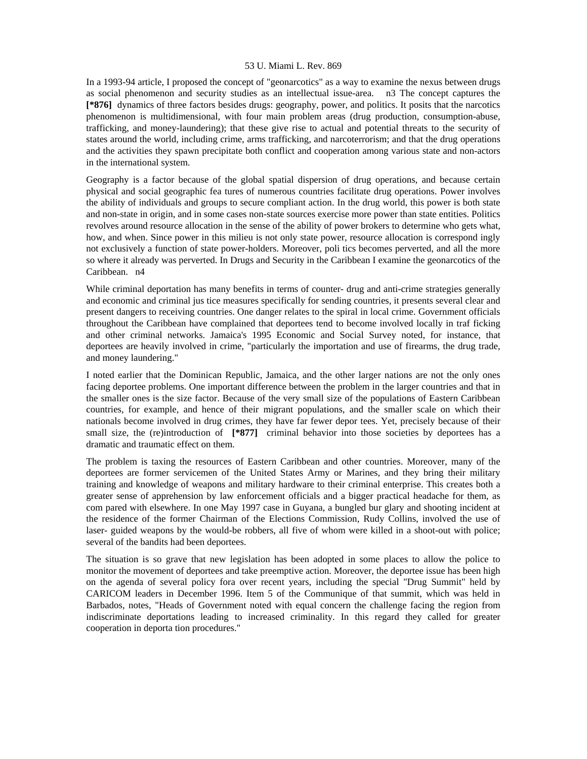In a 1993-94 article, I proposed the concept of "geonarcotics" as a way to examine the nexus between drugs as social phenomenon and security studies as an intellectual issue-area. n3 The concept captures the [*876] dynamics of three factors besides drugs: geography, power, and politics. It posits that the narcotics phenomenon is multidimensional, with four main problem areas (drug production, consumption-abuse, trafficking, and money-laundering); that these give rise to actual and potential threats to the security of states around the world, including crime, arms trafficking, and narcoterrorism; and that the drug operations and the activities they spawn precipitate both conflict and cooperation among various state and non-actors in the international system.

Geography is a factor because of the global spatial dispersion of drug operations, and because certain physical and social geographic fea tures of numerous countries facilitate drug operations. Power involves the ability of individuals and groups to secure compliant action. In the drug world, this power is both state and non-state in origin, and in some cases non-state sources exercise more power than state entities. Politics revolves around resource allocation in the sense of the ability of power brokers to determine who gets what, how, and when. Since power in this milieu is not only state power, resource allocation is correspond ingly not exclusively a function of state power-holders. Moreover, poli tics becomes perverted, and all the more so where it already was perverted. In Drugs and Security in the Caribbean I examine the geonarcotics of the Caribbean. n4

While criminal deportation has many benefits in terms of counter- drug and anti-crime strategies generally and economic and criminal jus tice measures specifically for sending countries, it presents several clear and present dangers to receiving countries. One danger relates to the spiral in local crime. Government officials throughout the Caribbean have complained that deportees tend to become involved locally in traf ficking and other criminal networks. Jamaica's 1995 Economic and Social Survey noted, for instance, that deportees are heavily involved in crime, "particularly the importation and use of firearms, the drug trade, and money laundering."

I noted earlier that the Dominican Republic, Jamaica, and the other larger nations are not the only ones facing deportee problems. One important difference between the problem in the larger countries and that in the smaller ones is the size factor. Because of the very small size of the populations of Eastern Caribbean countries, for example, and hence of their migrant populations, and the smaller scale on which their nationals become involved in drug crimes, they have far fewer depor tees. Yet, precisely because of their small size, the (re)introduction of [*877] criminal behavior into those societies by deportees has a dramatic and traumatic effect on them.

The problem is taxing the resources of Eastern Caribbean and other countries. Moreover, many of the deportees are former servicemen of the United States Army or Marines, and they bring their military training and knowledge of weapons and military hardware to their criminal enterprise. This creates both a greater sense of apprehension by law enforcement officials and a bigger practical headache for them, as com pared with elsewhere. In one May 1997 case in Guyana, a bungled bur glary and shooting incident at the residence of the former Chairman of the Elections Commission, Rudy Collins, involved the use of laser- guided weapons by the would-be robbers, all five of whom were killed in a shoot-out with police; several of the bandits had been deportees.

The situation is so grave that new legislation has been adopted in some places to allow the police to monitor the movement of deportees and take preemptive action. Moreover, the deportee issue has been high on the agenda of several policy fora over recent years, including the special "Drug Summit" held by CARICOM leaders in December 1996. Item 5 of the Communique of that summit, which was held in Barbados, notes, "Heads of Government noted with equal concern the challenge facing the region from indiscriminate deportations leading to increased criminality. In this regard they called for greater cooperation in deporta tion procedures."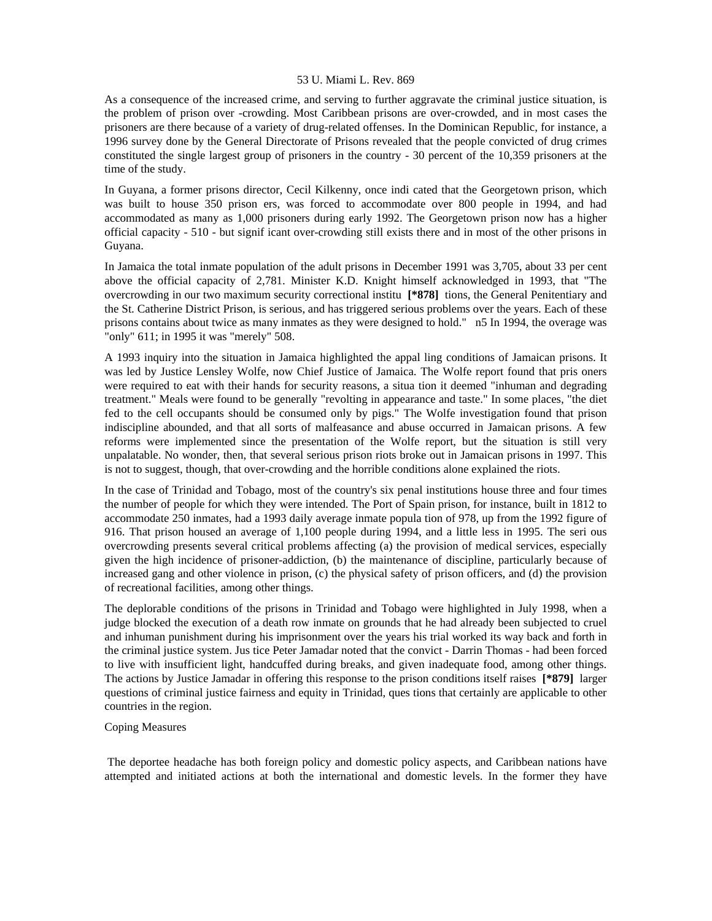As a consequence of the increased crime, and serving to further aggravate the criminal justice situation, is the problem of prison over -crowding. Most Caribbean prisons are over-crowded, and in most cases the prisoners are there because of a variety of drug-related offenses. In the Dominican Republic, for instance, a 1996 survey done by the General Directorate of Prisons revealed that the people convicted of drug crimes constituted the single largest group of prisoners in the country - 30 percent of the 10,359 prisoners at the time of the study.

In Guyana, a former prisons director, Cecil Kilkenny, once indi cated that the Georgetown prison, which was built to house 350 prison ers, was forced to accommodate over 800 people in 1994, and had accommodated as many as 1,000 prisoners during early 1992. The Georgetown prison now has a higher official capacity - 510 - but signif icant over-crowding still exists there and in most of the other prisons in Guyana.

In Jamaica the total inmate population of the adult prisons in December 1991 was 3,705, about 33 per cent above the official capacity of 2,781. Minister K.D. Knight himself acknowledged in 1993, that "The overcrowding in our two maximum security correctional institu **[*878]** tions, the General Penitentiary and the St. Catherine District Prison, is serious, and has triggered serious problems over the years. Each of these prisons contains about twice as many inmates as they were designed to hold." n5 In 1994, the overage was "only" 611; in 1995 it was "merely" 508.

A 1993 inquiry into the situation in Jamaica highlighted the appal ling conditions of Jamaican prisons. It was led by Justice Lensley Wolfe, now Chief Justice of Jamaica. The Wolfe report found that pris oners were required to eat with their hands for security reasons, a situa tion it deemed "inhuman and degrading treatment." Meals were found to be generally "revolting in appearance and taste." In some places, "the diet fed to the cell occupants should be consumed only by pigs." The Wolfe investigation found that prison indiscipline abounded, and that all sorts of malfeasance and abuse occurred in Jamaican prisons. A few reforms were implemented since the presentation of the Wolfe report, but the situation is still very unpalatable. No wonder, then, that several serious prison riots broke out in Jamaican prisons in 1997. This is not to suggest, though, that over-crowding and the horrible conditions alone explained the riots.

In the case of Trinidad and Tobago, most of the country's six penal institutions house three and four times the number of people for which they were intended. The Port of Spain prison, for instance, built in 1812 to accommodate 250 inmates, had a 1993 daily average inmate popula tion of 978, up from the 1992 figure of 916. That prison housed an average of 1,100 people during 1994, and a little less in 1995. The seri ous overcrowding presents several critical problems affecting (a) the provision of medical services, especially given the high incidence of prisoner-addiction, (b) the maintenance of discipline, particularly because of increased gang and other violence in prison, (c) the physical safety of prison officers, and (d) the provision of recreational facilities, among other things.

The deplorable conditions of the prisons in Trinidad and Tobago were highlighted in July 1998, when a judge blocked the execution of a death row inmate on grounds that he had already been subjected to cruel and inhuman punishment during his imprisonment over the years his trial worked its way back and forth in the criminal justice system. Jus tice Peter Jamadar noted that the convict - Darrin Thomas - had been forced to live with insufficient light, handcuffed during breaks, and given inadequate food, among other things. The actions by Justice Jamadar in offering this response to the prison conditions itself raises **[*879]** larger questions of criminal justice fairness and equity in Trinidad, ques tions that certainly are applicable to other countries in the region.

Coping Measures

The deportee headache has both foreign policy and domestic policy aspects, and Caribbean nations have attempted and initiated actions at both the international and domestic levels. In the former they have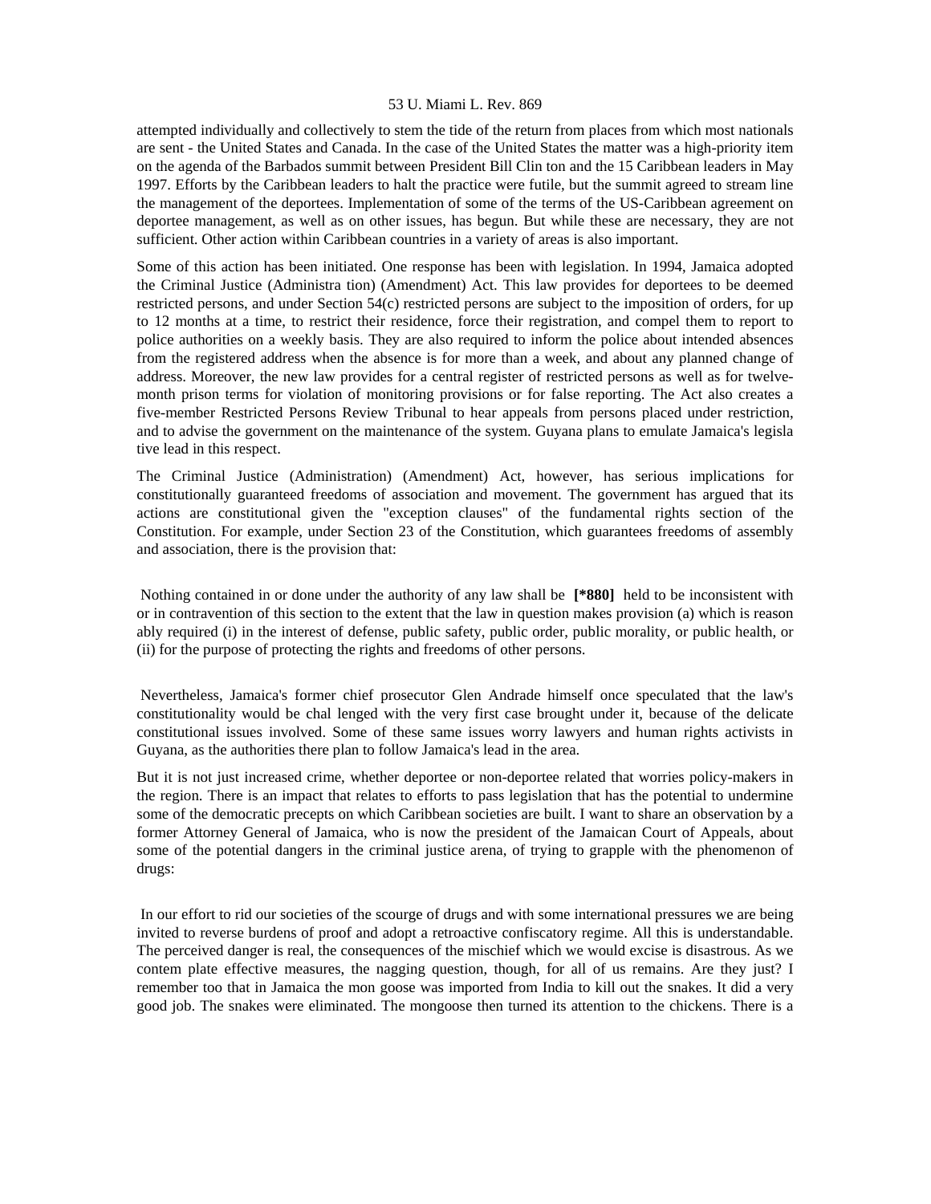attempted individually and collectively to stem the tide of the return from places from which most nationals are sent - the United States and Canada. In the case of the United States the matter was a high-priority item on the agenda of the Barbados summit between President Bill Clin ton and the 15 Caribbean leaders in May 1997. Efforts by the Caribbean leaders to halt the practice were futile, but the summit agreed to stream line the management of the deportees. Implementation of some of the terms of the US-Caribbean agreement on deportee management, as well as on other issues, has begun. But while these are necessary, they are not sufficient. Other action within Caribbean countries in a variety of areas is also important.

Some of this action has been initiated. One response has been with legislation. In 1994, Jamaica adopted the Criminal Justice (Administra tion) (Amendment) Act. This law provides for deportees to be deemed restricted persons, and under Section 54(c) restricted persons are subject to the imposition of orders, for up to 12 months at a time, to restrict their residence, force their registration, and compel them to report to police authorities on a weekly basis. They are also required to inform the police about intended absences from the registered address when the absence is for more than a week, and about any planned change of address. Moreover, the new law provides for a central register of restricted persons as well as for twelve-month prison terms for violation of monitoring provisions or for false reporting. The Act also creates a five-member Restricted Persons Review Tribunal to hear appeals from persons placed under restriction, and to advise the government on the maintenance of the system. Guyana plans to emulate Jamaica's legisla tive lead in this respect.

The Criminal Justice (Administration) (Amendment) Act, however, has serious implications for constitutionally guaranteed freedoms of association and movement. The government has argued that its actions are constitutional given the "exception clauses" of the fundamental rights section of the Constitution. For example, under Section 23 of the Constitution, which guarantees freedoms of assembly and association, there is the provision that:

> Nothing contained in or done under the authority of any law shall be **[*880]** held to be inconsistent with or in contravention of this section to the extent that the law in question makes provision (a) which is reason ably required (i) in the interest of defense, public safety, public order, public morality, or public health, or (ii) for the purpose of protecting the rights and freedoms of other persons.

Nevertheless, Jamaica's former chief prosecutor Glen Andrade himself once speculated that the law's constitutionality would be chal lenged with the very first case brought under it, because of the delicate constitutional issues involved. Some of these same issues worry lawyers and human rights activists in Guyana, as the authorities there plan to follow Jamaica's lead in the area.

But it is not just increased crime, whether deportee or non-deportee related that worries policy-makers in the region. There is an impact that relates to efforts to pass legislation that has the potential to undermine some of the democratic precepts on which Caribbean societies are built. I want to share an observation by a former Attorney General of Jamaica, who is now the president of the Jamaican Court of Appeals, about some of the potential dangers in the criminal justice arena, of trying to grapple with the phenomenon of drugs:

> In our effort to rid our societies of the scourge of drugs and with some international pressures we are being invited to reverse burdens of proof and adopt a retroactive confiscatory regime. All this is understandable. The perceived danger is real, the consequences of the mischief which we excise is disastrous. As we contem plate effective measures, the nagging question, though, for all of us remains. Are they just? I remember too that in Jamaica the mon goose was imported from India to kill out the snakes. It did a very good job. The snakes were eliminated. The mongoose then turned its attention to the chickens. There is a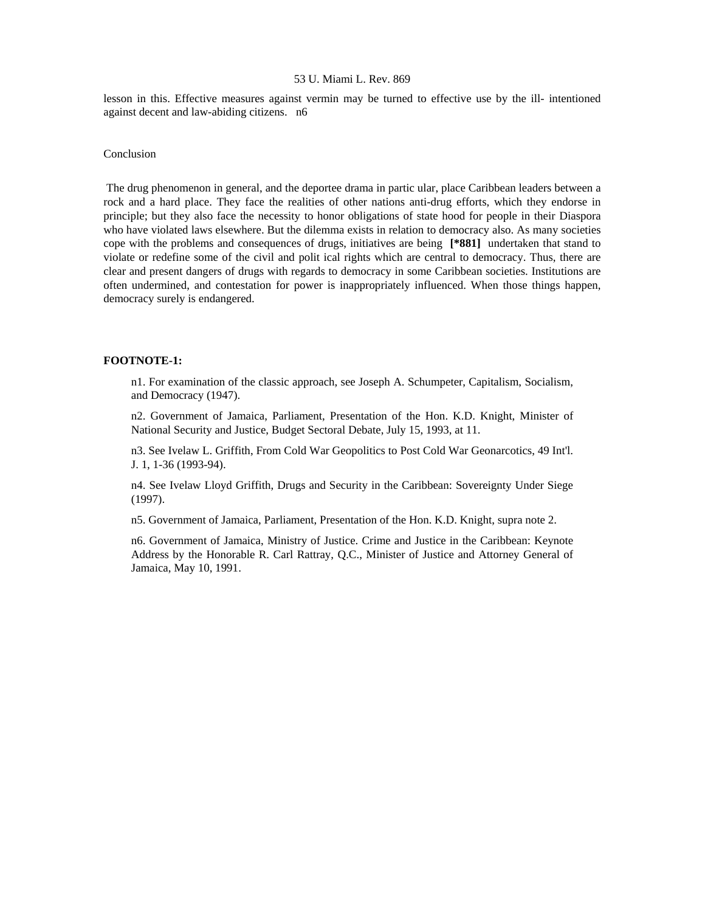lesson in this. Effective measures against vermin may be turned to effective use by the ill- intentioned against decent and law-abiding citizens. n6

## Conclusion

The drug phenomenon in general, and the deportee drama in partic ular, place Caribbean leaders between a rock and a hard place. They face the realities of other nations anti-drug efforts, which they endorse in principle; but they also face the necessity to honor obligations of state hood for people in their Diaspora who have violated laws elsewhere. But the dilemma exists in relation to democracy also. As many societies cope with the problems and consequences of drugs, initiatives are being **[*881]** undertaken that stand to violate or redefine some of the civil and polit ical rights which are central to democracy. Thus, there are clear and present dangers of drugs with regards to democracy in some Caribbean societies. Institutions are often undermined, and contestation for power is inappropriately influenced. When those things happen, democracy surely is endangered.

**FOOTNOTE-1:**

n1. For examination of the classic approach, see Joseph A. Schumpeter, Capitalism, Socialism, and Democracy (1947).

n2. Government of Jamaica, Parliament, Presentation of the Hon. K.D. Knight, Minister of National Security and Justice, Budget Sectoral Debate, July 15, 1993, at 11.

n3. See Ivelaw L. Griffith, From Cold War Geopolitics to Post Cold War Geonarcotics, 49 Int'l. J. 1, 1-36 (1993-94).

n4. See Ivelaw Lloyd Griffith, Drugs and Security in the Caribbean: Sovereignty Under Siege (1997).

n5. Government of Jamaica, Parliament, Presentation of the Hon. K.D. Knight, supra note 2.

n6. Government of Jamaica, Ministry of Justice. Crime and Justice in the Caribbean: Keynote Address by the Honorable R. Carl Rattray, Q.C., Minister of Justice and Attorney General of Jamaica, May 10, 1991.